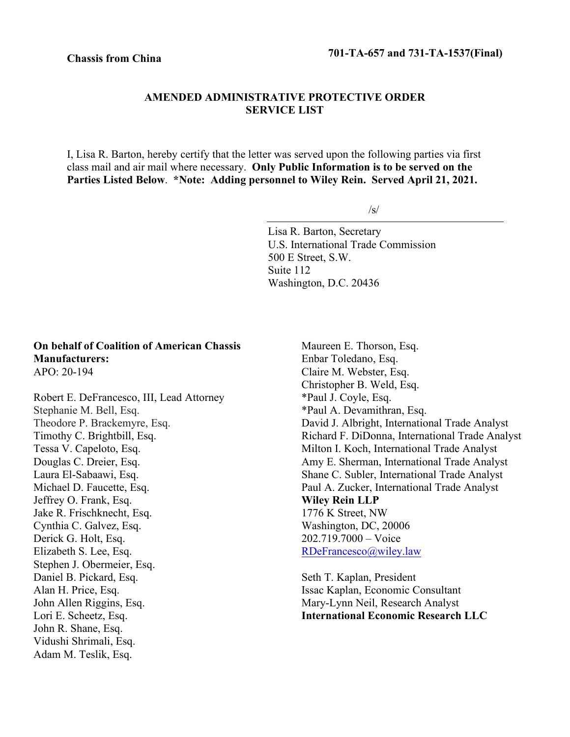**Chassis from China** **701-TA-657 and 731-TA-1537(Final)**

## AMENDED ADMINISTRATIVE PROTECTIVE ORDER SERVICE LIST

I, Lisa R. Barton, hereby certify that the letter was served upon the following parties via first class mail and air mail where necessary. **Only Public Information is to be served on the Parties Listed Below**. **\*Note: Adding personnel to Wiley Rein. Served April 21, 2021.**

/s/

Lisa R. Barton, Secretary
U.S. International Trade Commission
500 E Street, S.W.
Suite 112
Washington, D.C. 20436

**On behalf of Coalition of American Chassis Manufacturers:**
APO: 20-194

Robert E. DeFrancesco, III, Lead Attorney
Stephanie M. Bell, Esq.
Theodore P. Brackemyre, Esq.
Timothy C. Brightbill, Esq.
Tessa V. Capeloto, Esq.
Douglas C. Dreier, Esq.
Laura El-Sabaawi, Esq.
Michael D. Faucette, Esq.
Jeffrey O. Frank, Esq.
Jake R. Frischknecht, Esq.
Cynthia C. Galvez, Esq.
Derick G. Holt, Esq.
Elizabeth S. Lee, Esq.
Stephen J. Obermeier, Esq.
Daniel B. Pickard, Esq.
Alan H. Price, Esq.
John Allen Riggins, Esq.
Lori E. Scheetz, Esq.
John R. Shane, Esq.
Vidushi Shrimali, Esq.
Adam M. Teslik, Esq.
Maureen E. Thorson, Esq.
Enbar Toledano, Esq.
Claire M. Webster, Esq.
Christopher B. Weld, Esq.
*Paul J. Coyle, Esq.
*Paul A. Devamithran, Esq.
David J. Albright, International Trade Analyst
Richard F. DiDonna, International Trade Analyst
Milton I. Koch, International Trade Analyst
Amy E. Sherman, International Trade Analyst
Shane C. Subler, International Trade Analyst
Paul A. Zucker, International Trade Analyst
**Wiley Rein LLP**
1776 K Street, NW
Washington, DC, 20006
202.719.7000 – Voice
RDeFrancesco@wiley.law

Seth T. Kaplan, President
Issac Kaplan, Economic Consultant
Mary-Lynn Neil, Research Analyst
**International Economic Research LLC**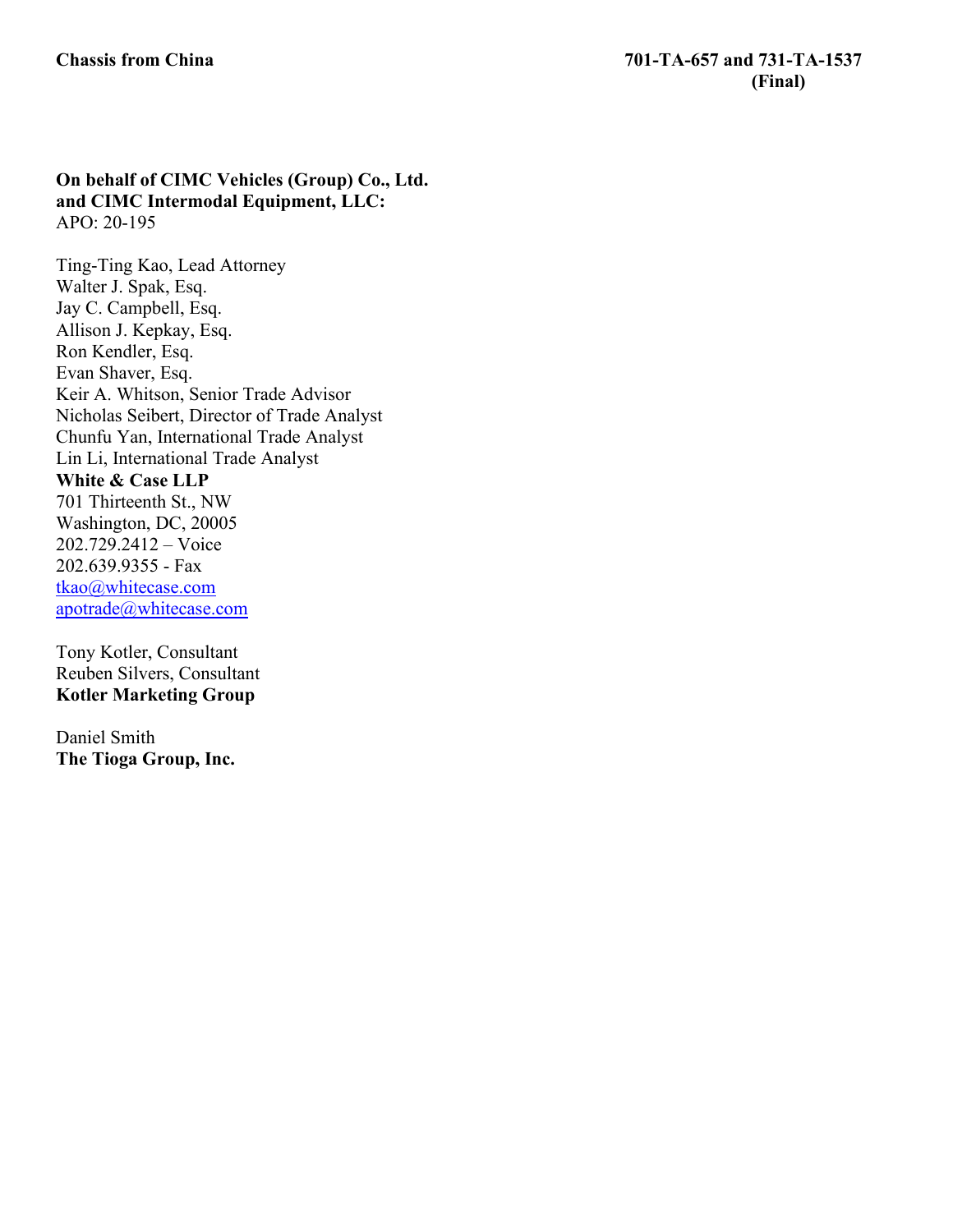**Chassis from China** **701-TA-657 and 731-TA-1537 (Final)**

**On behalf of CIMC Vehicles (Group) Co., Ltd. and CIMC Intermodal Equipment, LLC:**
APO: 20-195

Ting-Ting Kao, Lead Attorney
Walter J. Spak, Esq.
Jay C. Campbell, Esq.
Allison J. Kepkay, Esq.
Ron Kendler, Esq.
Evan Shaver, Esq.
Keir A. Whitson, Senior Trade Advisor
Nicholas Seibert, Director of Trade Analyst
Chunfu Yan, International Trade Analyst
Lin Li, International Trade Analyst
**White & Case LLP**
701 Thirteenth St., NW
Washington, DC, 20005
202.729.2412 – Voice
202.639.9355 - Fax
tkao@whitecase.com
apotrade@whitecase.com

Tony Kotler, Consultant
Reuben Silvers, Consultant
**Kotler Marketing Group**

Daniel Smith
**The Tioga Group, Inc.**